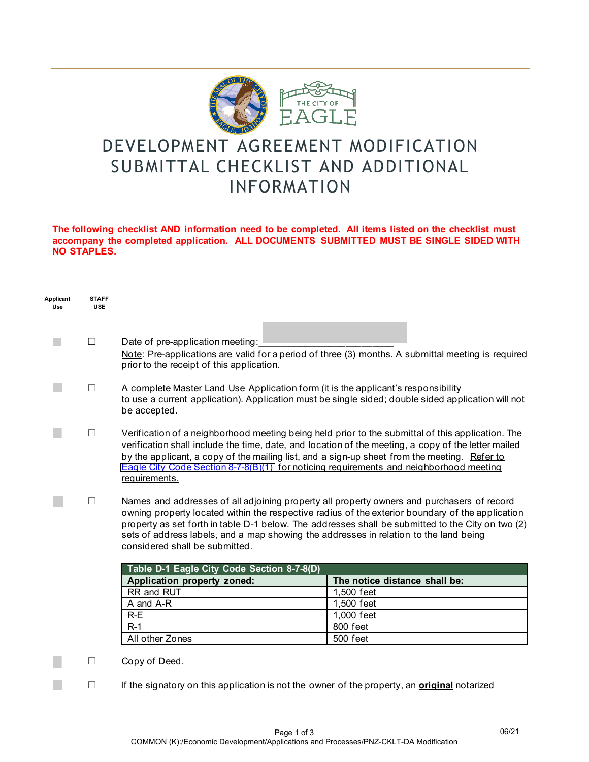# DEVELOPMENT AGREEMENT MODIFICATION SUBMITTAL CHECKLIST AND ADDITIONAL INFORMATION

**The following checklist AND information need to be completed. All items listed on the checklist must accompany the completed application. ALL DOCUMENTS SUBMITTED MUST BE SINGLE SIDED WITH NO STAPLES.**

| Applicant Use | STAFF USE | |
|---|---|---|
| ☐ | ☐ | Date of pre-application meeting:_________________________<br>Note: Pre-applications are valid for a period of three (3) months. A submittal meeting is required prior to the receipt of this application. |
| ☐ | ☐ | A complete Master Land Use Application form (it is the applicant's responsibility to use a current application). Application must be single sided; double sided application will not be accepted. |
| ☐ | ☐ | Verification of a neighborhood meeting being held prior to the submittal of this application. The verification shall include the time, date, and location of the meeting, a copy of the letter mailed by the applicant, a copy of the mailing list, and a sign-up sheet from the meeting. Refer to Eagle City Code Section 8-7-8(B)(1) for noticing requirements and neighborhood meeting requirements. |
| ☐ | ☐ | Names and addresses of all adjoining property all property owners and purchasers of record owning property located within the respective radius of the exterior boundary of the application property as set forth in table D-1 below. The addresses shall be submitted to the City on two (2) sets of address labels, and a map showing the addresses in relation to the land being considered shall be submitted. |

| Table D-1 Eagle City Code Section 8-7-8(D) | |
|---|---|
| **Application property zoned:** | **The notice distance shall be:** |
| RR and RUT | 1,500 feet |
| A and A-R | 1,500 feet |
| R-E | 1,000 feet |
| R-1 | 800 feet |
| All other Zones | 500 feet |

| Applicant Use | STAFF USE | |
|---|---|---|
| ☐ | ☐ | Copy of Deed. |
| ☐ | ☐ | If the signatory on this application is not the owner of the property, an **original** notarized |

06/21

COMMON (K):/Economic Development/Applications and Processes/PNZ-CKLT-DA Modification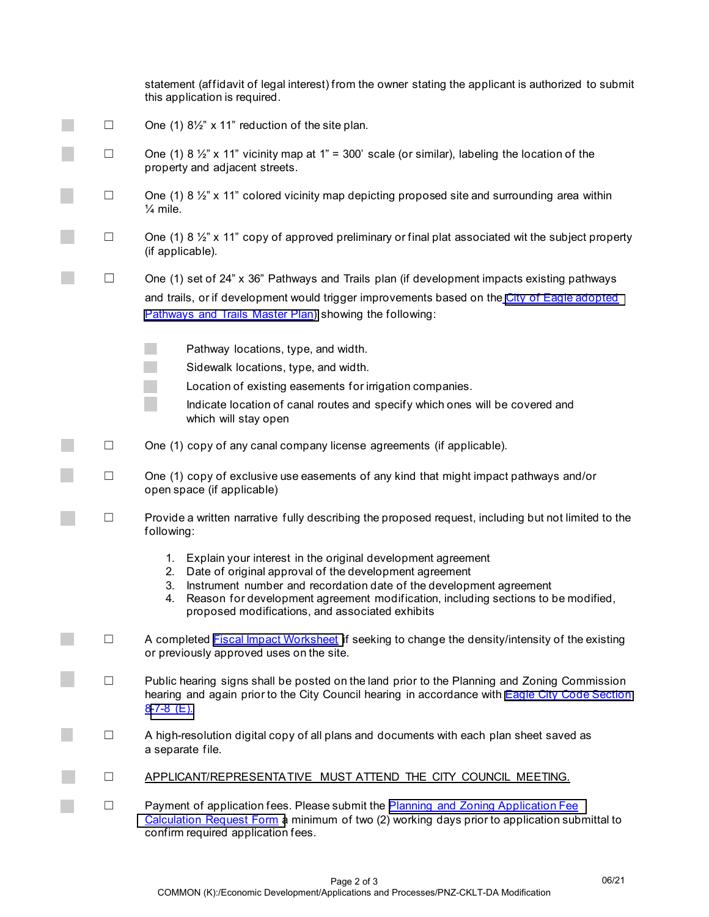statement (affidavit of legal interest) from the owner stating the applicant is authorized to submit this application is required.

- ☐ One (1) 8½" x 11" reduction of the site plan.

- ☐ One (1) 8 ½" x 11" vicinity map at 1" = 300' scale (or similar), labeling the location of the property and adjacent streets.

- ☐ One (1) 8 ½" x 11" colored vicinity map depicting proposed site and surrounding area within ¼ mile.

- ☐ One (1) 8 ½" x 11" copy of approved preliminary or final plat associated wit the subject property (if applicable).

- ☐ One (1) set of 24" x 36" Pathways and Trails plan (if development impacts existing pathways and trails, or if development would trigger improvements based on the [City of Eagle adopted Pathways and Trails Master Plan]) showing the following:

  - Pathway locations, type, and width.
  - Sidewalk locations, type, and width.
  - Location of existing easements for irrigation companies.
  - Indicate location of canal routes and specify which ones will be covered and which will stay open

- ☐ One (1) copy of any canal company license agreements (if applicable).

- ☐ One (1) copy of exclusive use easements of any kind that might impact pathways and/or open space (if applicable)

- ☐ Provide a written narrative fully describing the proposed request, including but not limited to the following:

  1. Explain your interest in the original development agreement
  2. Date of original approval of the development agreement
  3. Instrument number and recordation date of the development agreement
  4. Reason for development agreement modification, including sections to be modified, proposed modifications, and associated exhibits

- ☐ A completed [Fiscal Impact Worksheet] if seeking to change the density/intensity of the existing or previously approved uses on the site.

- ☐ Public hearing signs shall be posted on the land prior to the Planning and Zoning Commission hearing and again prior to the City Council hearing in accordance with [Eagle City Code Section 8-7-8 (E).]

- ☐ A high-resolution digital copy of all plans and documents with each plan sheet saved as a separate file.

- ☐ <u>APPLICANT/REPRESENTATIVE MUST ATTEND THE CITY COUNCIL MEETING.</u>

- ☐ Payment of application fees. Please submit the [Planning and Zoning Application Fee Calculation Request Form] a minimum of two (2) working days prior to application submittal to confirm required application fees.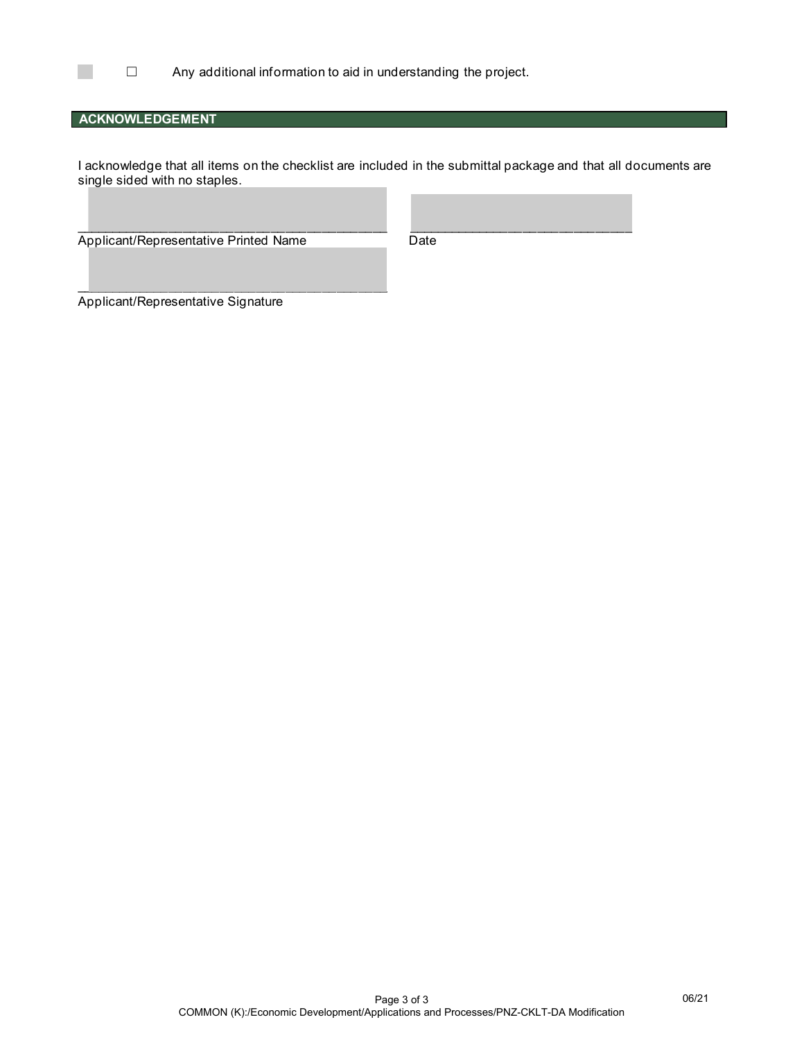☐ Any additional information to aid in understanding the project.

## ACKNOWLEDGEMENT

I acknowledge that all items on the checklist are included in the submittal package and that all documents are single sided with no staples.

_____________________________________________ _______________________________

Applicant/Representative Printed Name Date

_____________________________________________

Applicant/Representative Signature